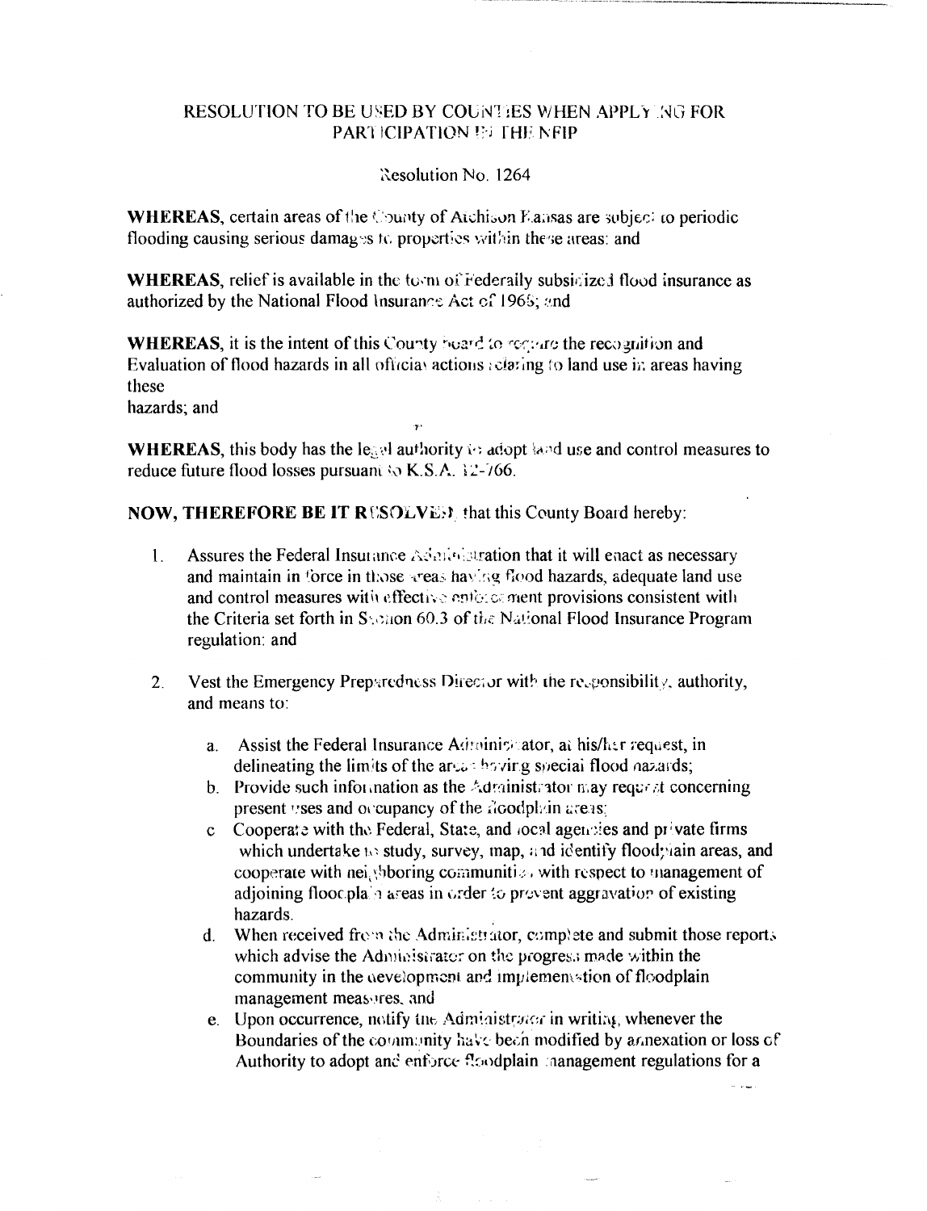# RESOLUTION TO BE USED BY COUNTIES WHEN APPLYING FOR PARTICIPATION IN THE NFIP

Resolution No. 1264

**WHEREAS**, certain areas of the County of Atchison Kansas are subject to periodic flooding causing serious damages to properties within these areas: and

**WHEREAS**, relief is available in the form of Federally subsidized flood insurance as authorized by the National Flood Insurance Act of 1968; and

**WHEREAS**, it is the intent of this County board to require the recognition and Evaluation of flood hazards in all official actions relating to land use in areas having these hazards; and

**WHEREAS**, this body has the legal authority to adopt land use and control measures to reduce future flood losses pursuant to K.S.A. 12-766.

**NOW, THEREFORE BE IT RESOLVED**, that this County Board hereby:

1. Assures the Federal Insurance Administration that it will enact as necessary and maintain in force in those areas having flood hazards, adequate land use and control measures with effective enforcement provisions consistent with the Criteria set forth in Section 60.3 of the National Flood Insurance Program regulation: and

2. Vest the Emergency Preparedness Director with the responsibility, authority, and means to:

   a. Assist the Federal Insurance Administrator, at his/her request, in delineating the limits of the areas having special flood hazards;
   b. Provide such information as the Administrator may request concerning present uses and occupancy of the floodplain areas;
   c. Cooperate with the Federal, State, and local agencies and private firms which undertake to study, survey, map, and identify floodplain areas, and cooperate with neighboring communities with respect to management of adjoining floodplain areas in order to prevent aggravation of existing hazards.
   d. When received from the Administrator, complete and submit those reports which advise the Administrator on the progress made within the community in the development and implementation of floodplain management measures, and
   e. Upon occurrence, notify the Administrator in writing whenever the Boundaries of the community have been modified by annexation or loss of Authority to adopt and enforce floodplain management regulations for a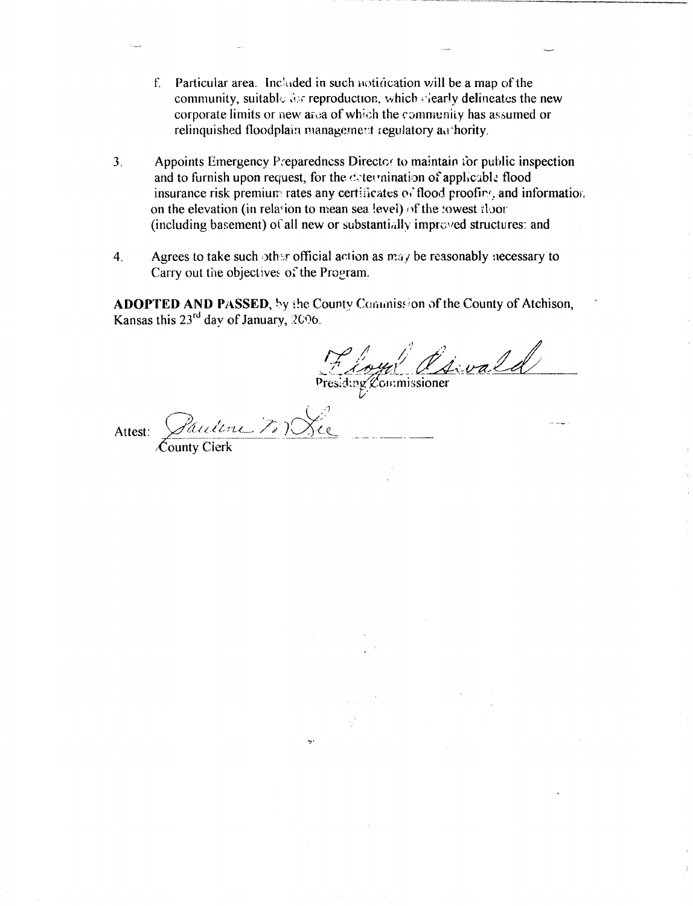f. Particular area. Included in such notification will be a map of the community, suitable for reproduction, which clearly delineates the new corporate limits or new area of which the community has assumed or relinquished floodplain management regulatory authority.

3. Appoints Emergency Preparedness Director to maintain for public inspection and to furnish upon request, for the determination of applicable flood insurance risk premium rates any certificates of flood proofing, and information on the elevation (in relation to mean sea level) of the lowest floor (including basement) of all new or substantially improved structures: and

4. Agrees to take such other official action as may be reasonably necessary to Carry out the objectives of the Program.

**ADOPTED AND PASSED**, by the County Commission of the County of Atchison, Kansas this 23rd day of January, 2006.

Floyd Oswald

Presiding Commissioner

Attest: Pauline ... Lee

County Clerk